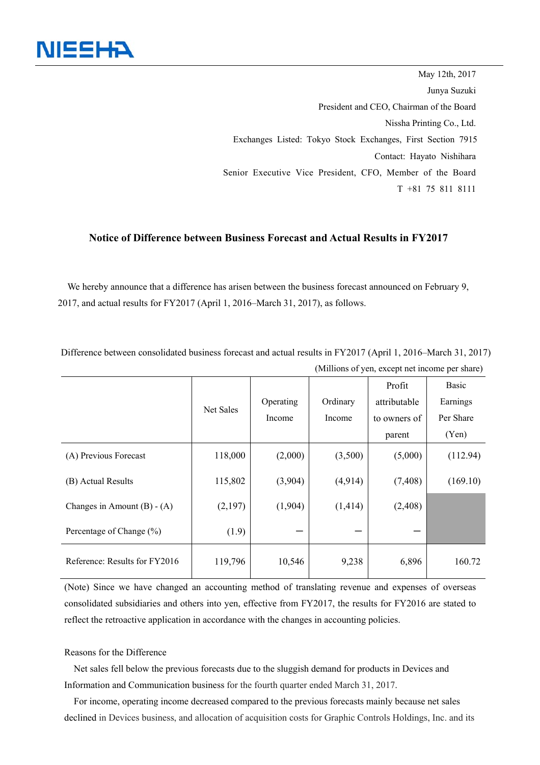NISSHA

May 12th, 2017

Junya Suzuki

President and CEO, Chairman of the Board

Nissha Printing Co., Ltd.

Exchanges Listed: Tokyo Stock Exchanges, First Section 7915

Contact: Hayato Nishihara

Senior Executive Vice President, CFO, Member of the Board

T +81 75 811 8111

## Notice of Difference between Business Forecast and Actual Results in FY2017

We hereby announce that a difference has arisen between the business forecast announced on February 9, 2017, and actual results for FY2017 (April 1, 2016–March 31, 2017), as follows.

Difference between consolidated business forecast and actual results in FY2017 (April 1, 2016–March 31, 2017)

(Millions of yen, except net income per share)

| | Net Sales | Operating Income | Ordinary Income | Profit attributable to owners of parent | Basic Earnings Per Share (Yen) |
|---|---|---|---|---|---|
| (A) Previous Forecast | 118,000 | (2,000) | (3,500) | (5,000) | (112.94) |
| (B) Actual Results | 115,802 | (3,904) | (4,914) | (7,408) | (169.10) |
| Changes in Amount (B) - (A) | (2,197) | (1,904) | (1,414) | (2,408) | |
| Percentage of Change (%) | (1.9) | – | – | – | |
| Reference: Results for FY2016 | 119,796 | 10,546 | 9,238 | 6,896 | 160.72 |

(Note) Since we have changed an accounting method of translating revenue and expenses of overseas consolidated subsidiaries and others into yen, effective from FY2017, the results for FY2016 are stated to reflect the retroactive application in accordance with the changes in accounting policies.

Reasons for the Difference

Net sales fell below the previous forecasts due to the sluggish demand for products in Devices and Information and Communication business for the fourth quarter ended March 31, 2017.

For income, operating income decreased compared to the previous forecasts mainly because net sales declined in Devices business, and allocation of acquisition costs for Graphic Controls Holdings, Inc. and its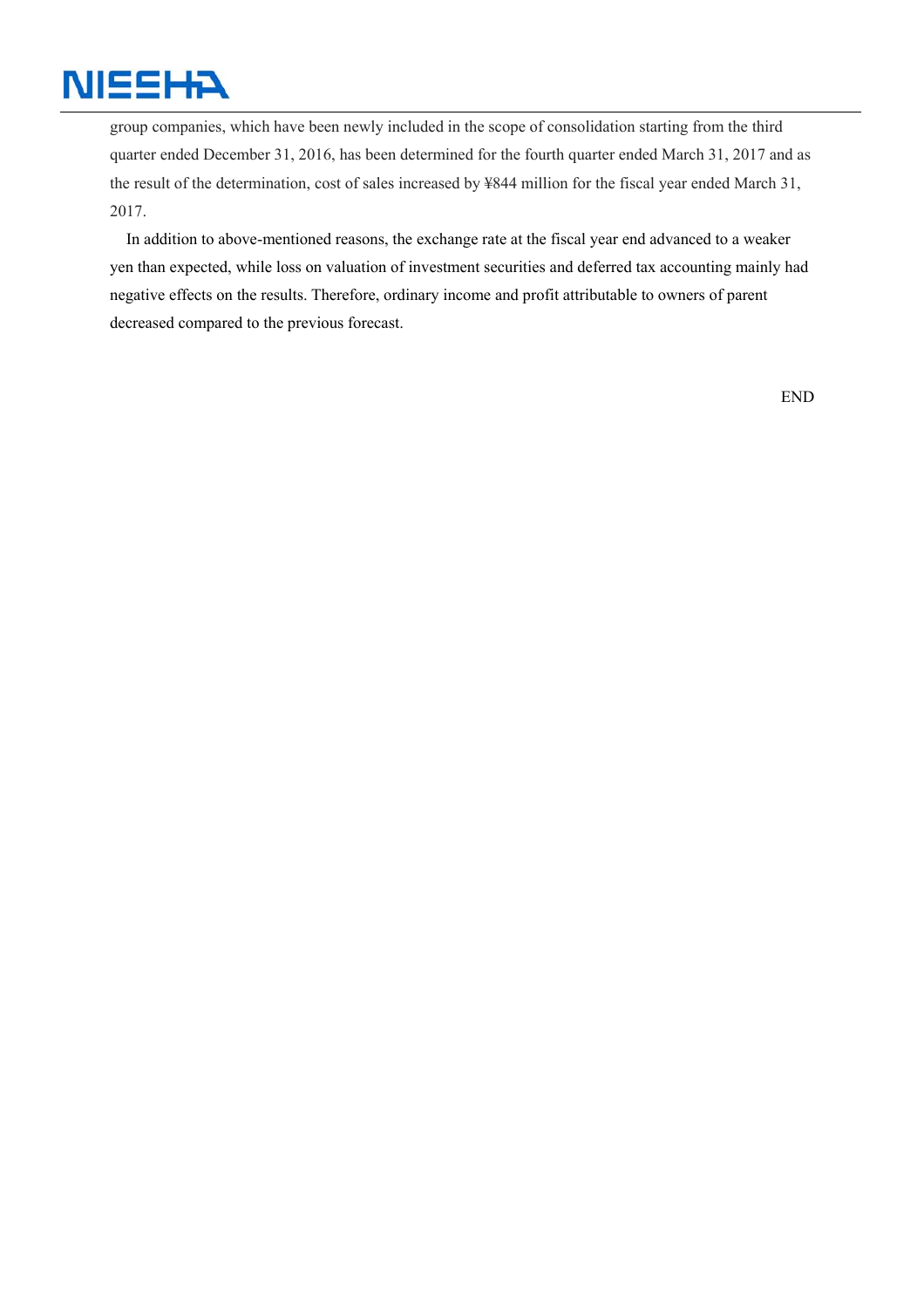group companies, which have been newly included in the scope of consolidation starting from the third quarter ended December 31, 2016, has been determined for the fourth quarter ended March 31, 2017 and as the result of the determination, cost of sales increased by ¥844 million for the fiscal year ended March 31, 2017.

In addition to above-mentioned reasons, the exchange rate at the fiscal year end advanced to a weaker yen than expected, while loss on valuation of investment securities and deferred tax accounting mainly had negative effects on the results. Therefore, ordinary income and profit attributable to owners of parent decreased compared to the previous forecast.

END